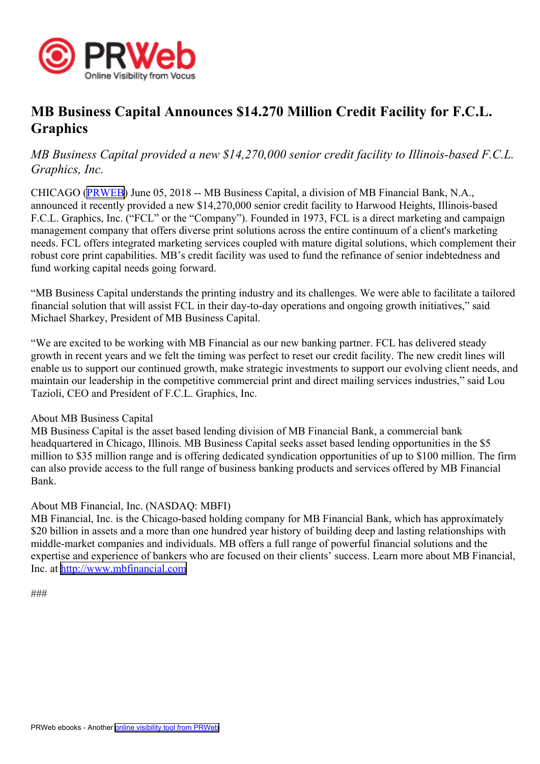# MB Business Capital Announces $14.270 Million Credit Facility for F.C.L. Graphics

*MB Business Capital provided a new $14,270,000 senior credit facility to Illinois-based F.C.L. Graphics, Inc.*

CHICAGO (PRWEB) June 05, 2018 -- MB Business Capital, a division of MB Financial Bank, N.A., announced it recently provided a new $14,270,000 senior credit facility to Harwood Heights, Illinois-based F.C.L. Graphics, Inc. ("FCL" or the "Company"). Founded in 1973, FCL is a direct marketing and campaign management company that offers diverse print solutions across the entire continuum of a client's marketing needs. FCL offers integrated marketing services coupled with mature digital solutions, which complement their robust core print capabilities. MB's credit facility was used to fund the refinance of senior indebtedness and fund working capital needs going forward.

"MB Business Capital understands the printing industry and its challenges. We were able to facilitate a tailored financial solution that will assist FCL in their day-to-day operations and ongoing growth initiatives," said Michael Sharkey, President of MB Business Capital.

"We are excited to be working with MB Financial as our new banking partner. FCL has delivered steady growth in recent years and we felt the timing was perfect to reset our credit facility. The new credit lines will enable us to support our continued growth, make strategic investments to support our evolving client needs, and maintain our leadership in the competitive commercial print and direct mailing services industries," said Lou Tazioli, CEO and President of F.C.L. Graphics, Inc.

About MB Business Capital
MB Business Capital is the asset based lending division of MB Financial Bank, a commercial bank headquartered in Chicago, Illinois. MB Business Capital seeks asset based lending opportunities in the $5 million to $35 million range and is offering dedicated syndication opportunities of up to $100 million. The firm can also provide access to the full range of business banking products and services offered by MB Financial Bank.

About MB Financial, Inc. (NASDAQ: MBFI)
MB Financial, Inc. is the Chicago-based holding company for MB Financial Bank, which has approximately $20 billion in assets and a more than one hundred year history of building deep and lasting relationships with middle-market companies and individuals. MB offers a full range of powerful financial solutions and the expertise and experience of bankers who are focused on their clients' success. Learn more about MB Financial, Inc. at http://www.mbfinancial.com

###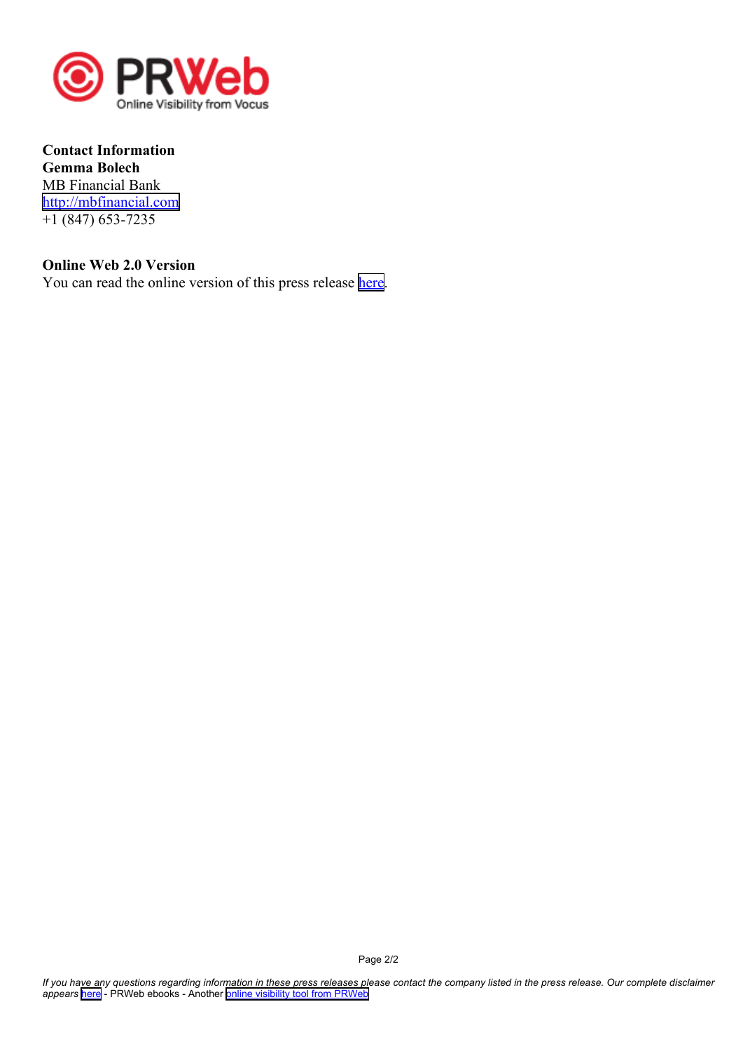**Contact Information**
**Gemma Bolech**
MB Financial Bank
http://mbfinancial.com
+1 (847) 653-7235

**Online Web 2.0 Version**
You can read the online version of this press release here.

*If you have any questions regarding information in these press releases please contact the company listed in the press release. Our complete disclaimer appears here* - PRWeb ebooks - Another online visibility tool from PRWeb